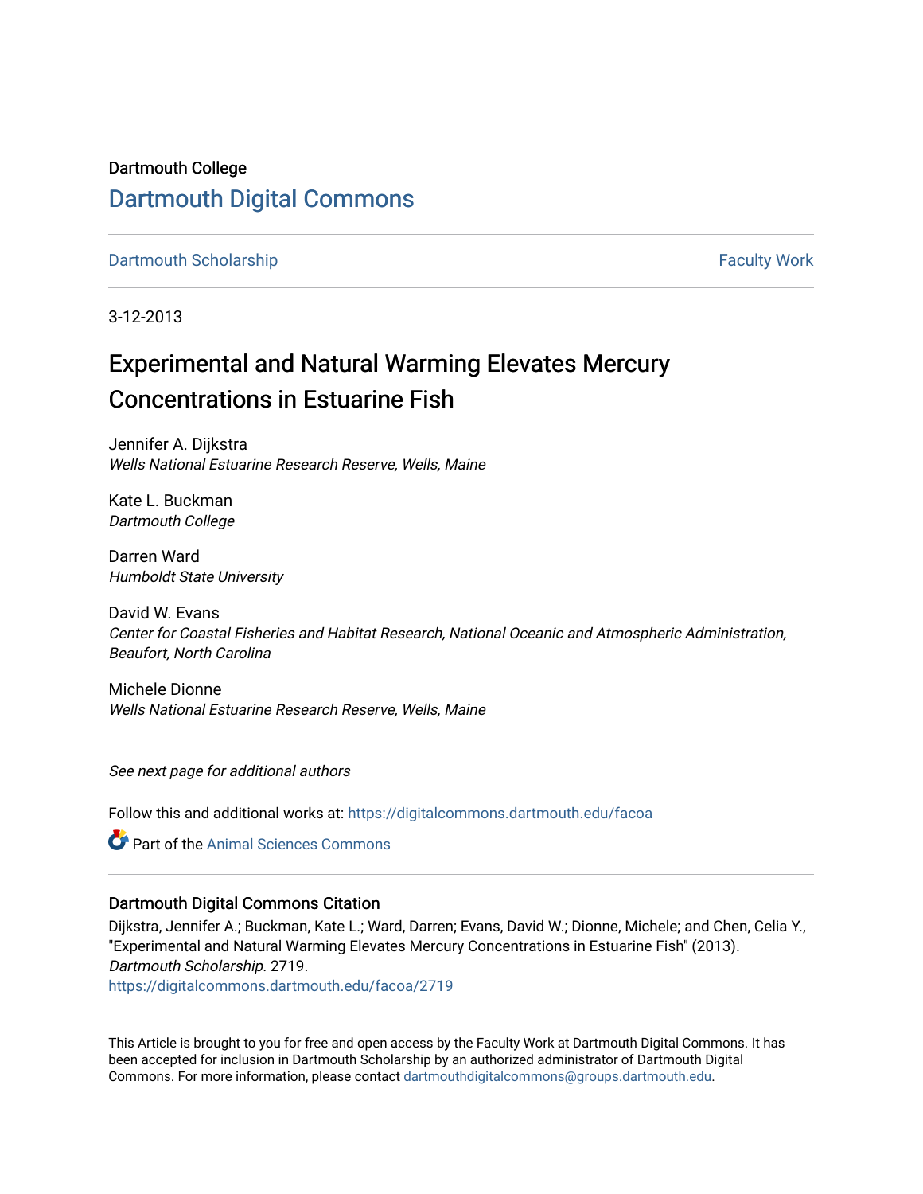Dartmouth College

# Dartmouth Digital Commons

Dartmouth Scholarship | Faculty Work

3-12-2013

# Experimental and Natural Warming Elevates Mercury Concentrations in Estuarine Fish

Jennifer A. Dijkstra
*Wells National Estuarine Research Reserve, Wells, Maine*

Kate L. Buckman
*Dartmouth College*

Darren Ward
*Humboldt State University*

David W. Evans
*Center for Coastal Fisheries and Habitat Research, National Oceanic and Atmospheric Administration, Beaufort, North Carolina*

Michele Dionne
*Wells National Estuarine Research Reserve, Wells, Maine*

*See next page for additional authors*

Follow this and additional works at: https://digitalcommons.dartmouth.edu/facoa

Part of the Animal Sciences Commons

## Dartmouth Digital Commons Citation

Dijkstra, Jennifer A.; Buckman, Kate L.; Ward, Darren; Evans, David W.; Dionne, Michele; and Chen, Celia Y., "Experimental and Natural Warming Elevates Mercury Concentrations in Estuarine Fish" (2013). *Dartmouth Scholarship*. 2719.
https://digitalcommons.dartmouth.edu/facoa/2719

This Article is brought to you for free and open access by the Faculty Work at Dartmouth Digital Commons. It has been accepted for inclusion in Dartmouth Scholarship by an authorized administrator of Dartmouth Digital Commons. For more information, please contact dartmouthdigitalcommons@groups.dartmouth.edu.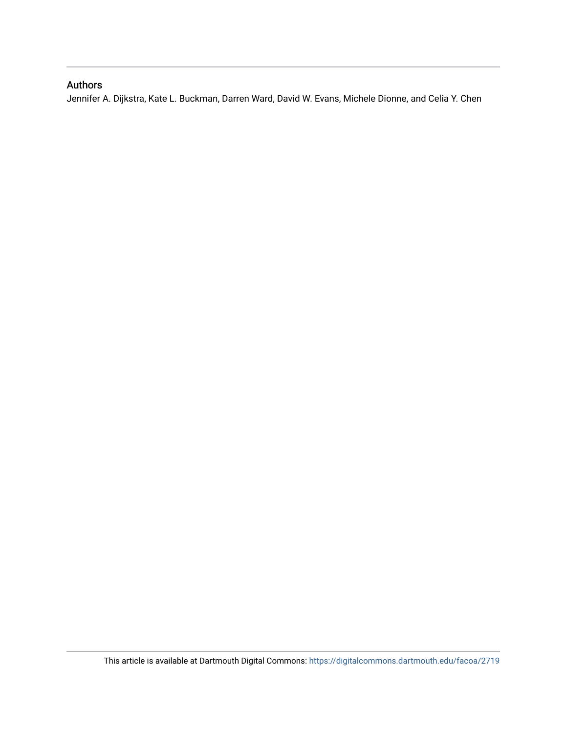## Authors

Jennifer A. Dijkstra, Kate L. Buckman, Darren Ward, David W. Evans, Michele Dionne, and Celia Y. Chen

This article is available at Dartmouth Digital Commons: https://digitalcommons.dartmouth.edu/facoa/2719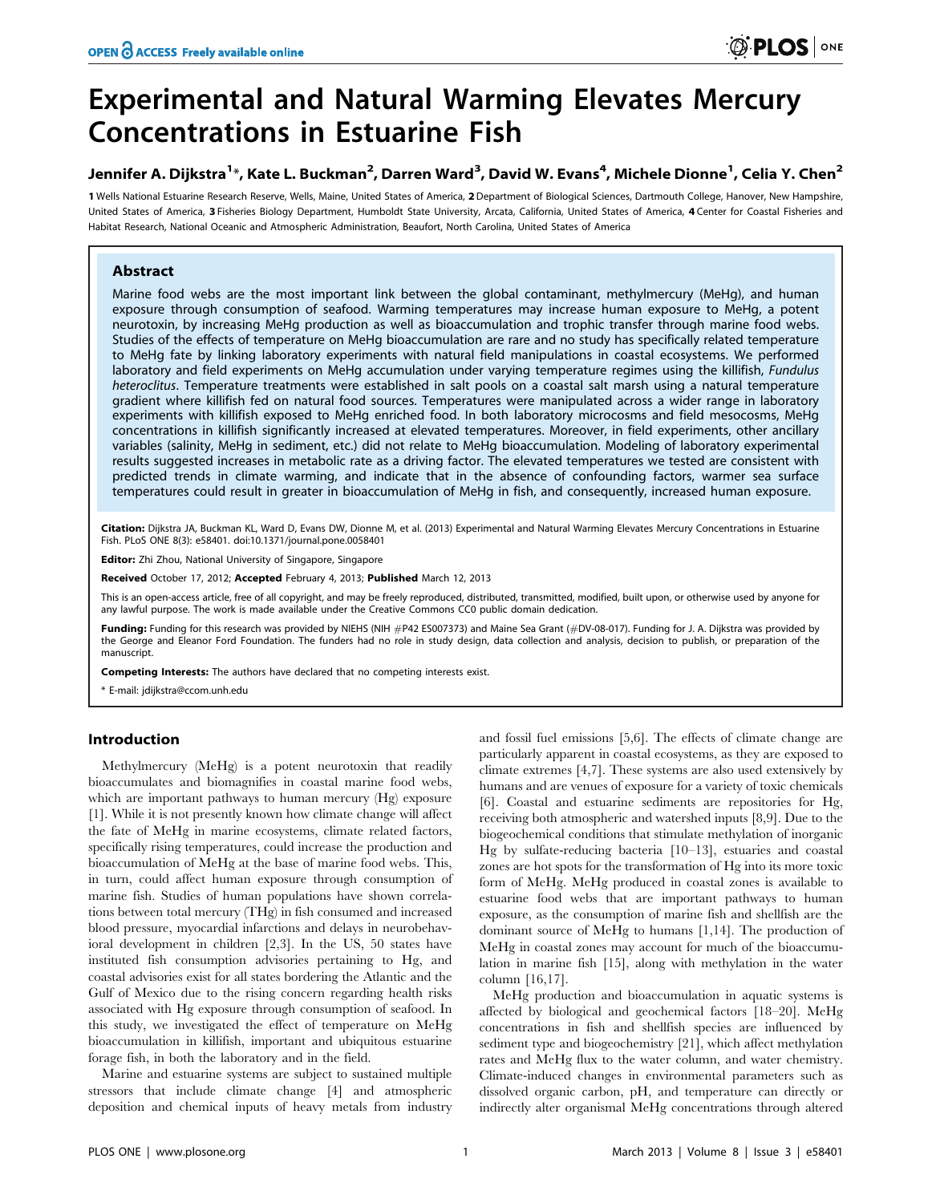# Experimental and Natural Warming Elevates Mercury Concentrations in Estuarine Fish

**Jennifer A. Dijkstra[1]*, Kate L. Buckman[2], Darren Ward[3], David W. Evans[4], Michele Dionne[1], Celia Y. Chen[2]**

**1** Wells National Estuarine Research Reserve, Wells, Maine, United States of America, **2** Department of Biological Sciences, Dartmouth College, Hanover, New Hampshire, United States of America, **3** Fisheries Biology Department, Humboldt State University, Arcata, California, United States of America, **4** Center for Coastal Fisheries and Habitat Research, National Oceanic and Atmospheric Administration, Beaufort, North Carolina, United States of America

## Abstract

Marine food webs are the most important link between the global contaminant, methylmercury (MeHg), and human exposure through consumption of seafood. Warming temperatures may increase human exposure to MeHg, a potent neurotoxin, by increasing MeHg production as well as bioaccumulation and trophic transfer through marine food webs. Studies of the effects of temperature on MeHg bioaccumulation are rare and no study has specifically related temperature to MeHg fate by linking laboratory experiments with natural field manipulations in coastal ecosystems. We performed laboratory and field experiments on MeHg accumulation under varying temperature regimes using the killifish, *Fundulus heteroclitus*. Temperature treatments were established in salt pools on a coastal salt marsh using a natural temperature gradient where killifish fed on natural food sources. Temperatures were manipulated across a wider range in laboratory experiments with killifish exposed to MeHg enriched food. In both laboratory microcosms and field mesocosms, MeHg concentrations in killifish significantly increased at elevated temperatures. Moreover, in field experiments, other ancillary variables (salinity, MeHg in sediment, etc.) did not relate to MeHg bioaccumulation. Modeling of laboratory experimental results suggested increases in metabolic rate as a driving factor. The elevated temperatures we tested are consistent with predicted trends in climate warming, and indicate that in the absence of confounding factors, warmer sea surface temperatures could result in greater in bioaccumulation of MeHg in fish, and consequently, increased human exposure.

**Citation:** Dijkstra JA, Buckman KL, Ward D, Evans DW, Dionne M, et al. (2013) Experimental and Natural Warming Elevates Mercury Concentrations in Estuarine Fish. PLoS ONE 8(3): e58401. doi:10.1371/journal.pone.0058401

**Editor:** Zhi Zhou, National University of Singapore, Singapore

**Received** October 17, 2012; **Accepted** February 4, 2013; **Published** March 12, 2013

This is an open-access article, free of all copyright, and may be freely reproduced, distributed, transmitted, modified, built upon, or otherwise used by anyone for any lawful purpose. The work is made available under the Creative Commons CC0 public domain dedication.

**Funding:** Funding for this research was provided by NIEHS (NIH #P42 ES007373) and Maine Sea Grant (#DV-08-017). Funding for J. A. Dijkstra was provided by the George and Eleanor Ford Foundation. The funders had no role in study design, data collection and analysis, decision to publish, or preparation of the manuscript.

**Competing Interests:** The authors have declared that no competing interests exist.

\* E-mail: jdijkstra@ccom.unh.edu

## Introduction

Methylmercury (MeHg) is a potent neurotoxin that readily bioaccumulates and biomagnifies in coastal marine food webs, which are important pathways to human mercury (Hg) exposure [1]. While it is not presently known how climate change will affect the fate of MeHg in marine ecosystems, climate related factors, specifically rising temperatures, could increase the production and bioaccumulation of MeHg at the base of marine food webs. This, in turn, could affect human exposure through consumption of marine fish. Studies of human populations have shown correlations between total mercury (THg) in fish consumed and increased blood pressure, myocardial infarctions and delays in neurobehavioral development in children [2,3]. In the US, 50 states have instituted fish consumption advisories pertaining to Hg, and coastal advisories exist for all states bordering the Atlantic and the Gulf of Mexico due to the rising concern regarding health risks associated with Hg exposure through consumption of seafood. In this study, we investigated the effect of temperature on MeHg bioaccumulation in killifish, important and ubiquitous estuarine forage fish, in both the laboratory and in the field.

Marine and estuarine systems are subject to sustained multiple stressors that include climate change [4] and atmospheric deposition and chemical inputs of heavy metals from industry and fossil fuel emissions [5,6]. The effects of climate change are particularly apparent in coastal ecosystems, as they are exposed to climate extremes [4,7]. These systems are also used extensively by humans and are venues of exposure for a variety of toxic chemicals [6]. Coastal and estuarine sediments are repositories for Hg, receiving both atmospheric and watershed inputs [8,9]. Due to the biogeochemical conditions that stimulate methylation of inorganic Hg by sulfate-reducing bacteria [10–13], estuaries and coastal zones are hot spots for the transformation of Hg into its more toxic form of MeHg. MeHg produced in coastal zones is available to estuarine food webs that are important pathways to human exposure, as the consumption of marine fish and shellfish are the dominant source of MeHg to humans [1,14]. The production of MeHg in coastal zones may account for much of the bioaccumulation in marine fish [15], along with methylation in the water column [16,17].

MeHg production and bioaccumulation in aquatic systems is affected by biological and geochemical factors [18–20]. MeHg concentrations in fish and shellfish species are influenced by sediment type and biogeochemistry [21], which affect methylation rates and MeHg flux to the water column, and water chemistry. Climate-induced changes in environmental parameters such as dissolved organic carbon, pH, and temperature can directly or indirectly alter organismal MeHg concentrations through altered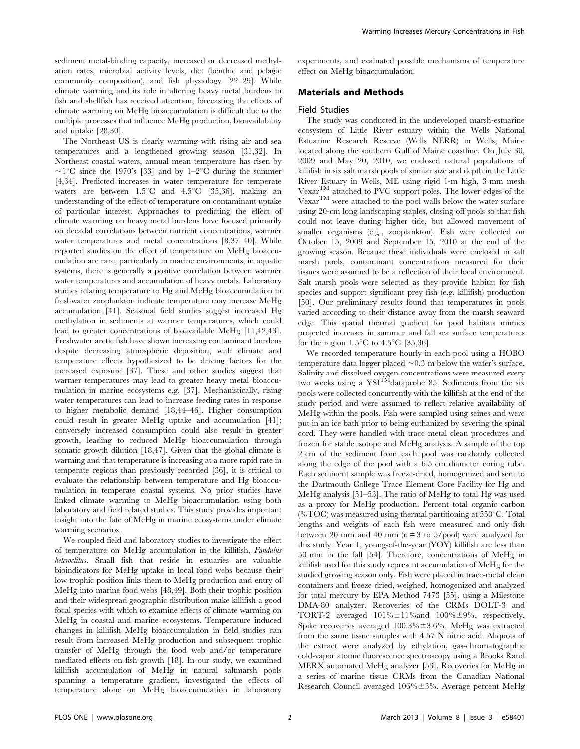sediment metal-binding capacity, increased or decreased methylation rates, microbial activity levels, diet (benthic and pelagic community composition), and fish physiology [22–29]. While climate warming and its role in altering heavy metal burdens in fish and shellfish has received attention, forecasting the effects of climate warming on MeHg bioaccumulation is difficult due to the multiple processes that influence MeHg production, bioavailability and uptake [28,30].

The Northeast US is clearly warming with rising air and sea temperatures and a lengthened growing season [31,32]. In Northeast coastal waters, annual mean temperature has risen by ~1°C since the 1970's [33] and by 1–2°C during the summer [4,34]. Predicted increases in water temperature for temperate waters are between 1.5°C and 4.5°C [35,36], making an understanding of the effect of temperature on contaminant uptake of particular interest. Approaches to predicting the effect of climate warming on heavy metal burdens have focused primarily on decadal correlations between nutrient concentrations, warmer water temperatures and metal concentrations [8,37–40]. While reported studies on the effect of temperature on MeHg bioaccumulation are rare, particularly in marine environments, in aquatic systems, there is generally a positive correlation between warmer water temperatures and accumulation of heavy metals. Laboratory studies relating temperature to Hg and MeHg bioaccumulation in freshwater zooplankton indicate temperature may increase MeHg accumulation [41]. Seasonal field studies suggest increased Hg methylation in sediments at warmer temperatures, which could lead to greater concentrations of bioavailable MeHg [11,42,43]. Freshwater arctic fish have shown increasing contaminant burdens despite decreasing atmospheric deposition, with climate and temperature effects hypothesized to be driving factors for the increased exposure [37]. These and other studies suggest that warmer temperatures may lead to greater heavy metal bioaccumulation in marine ecosystems e.g. [37]. Mechanistically, rising water temperatures can lead to increase feeding rates in response to higher metabolic demand [18,44–46]. Higher consumption could result in greater MeHg uptake and accumulation [41]; conversely increased consumption could also result in greater growth, leading to reduced MeHg bioaccumulation through somatic growth dilution [18,47]. Given that the global climate is warming and that temperature is increasing at a more rapid rate in temperate regions than previously recorded [36], it is critical to evaluate the relationship between temperature and Hg bioaccumulation in temperate coastal systems. No prior studies have linked climate warming to MeHg bioaccumulation using both laboratory and field related studies. This study provides important insight into the fate of MeHg in marine ecosystems under climate warming scenarios.

We coupled field and laboratory studies to investigate the effect of temperature on MeHg accumulation in the killifish, *Fundulus heteroclitus*. Small fish that reside in estuaries are valuable bioindicators for MeHg uptake in local food webs because their low trophic position links them to MeHg production and entry of MeHg into marine food webs [48,49]. Both their trophic position and their widespread geographic distribution make killifish a good focal species with which to examine effects of climate warming on MeHg in coastal and marine ecosystems. Temperature induced changes in killifish MeHg bioaccumulation in field studies can result from increased MeHg production and subsequent trophic transfer of MeHg through the food web and/or temperature mediated effects on fish growth [18]. In our study, we examined killifish accumulation of MeHg in natural saltmarsh pools spanning a temperature gradient, investigated the effects of temperature alone on MeHg bioaccumulation in laboratory experiments, and evaluated possible mechanisms of temperature effect on MeHg bioaccumulation.

## Materials and Methods

### Field Studies

The study was conducted in the undeveloped marsh-estuarine ecosystem of Little River estuary within the Wells National Estuarine Research Reserve (Wells NERR) in Wells, Maine located along the southern Gulf of Maine coastline. On July 30, 2009 and May 20, 2010, we enclosed natural populations of killifish in six salt marsh pools of similar size and depth in the Little River Estuary in Wells, ME using rigid 1-m high, 3 mm mesh Vexar$^{TM}$ attached to PVC support poles. The lower edges of the Vexar$^{TM}$ were attached to the pool walls below the water surface using 20-cm long landscaping staples, closing off pools so that fish could not leave during higher tide, but allowed movement of smaller organisms (e.g., zooplankton). Fish were collected on October 15, 2009 and September 15, 2010 at the end of the growing season. Because these individuals were enclosed in salt marsh pools, contaminant concentrations measured for their tissues were assumed to be a reflection of their local environment. Salt marsh pools were selected as they provide habitat for fish species and support significant prey fish (e.g. killifish) production [50]. Our preliminary results found that temperatures in pools varied according to their distance away from the marsh seaward edge. This spatial thermal gradient for pool habitats mimics projected increases in summer and fall sea surface temperatures for the region 1.5°C to 4.5°C [35,36].

We recorded temperature hourly in each pool using a HOBO temperature data logger placed ~0.3 m below the water's surface. Salinity and dissolved oxygen concentrations were measured every two weeks using a YSI$^{TM}$dataprobe 85. Sediments from the six pools were collected concurrently with the killifish at the end of the study period and were assumed to reflect relative availability of MeHg within the pools. Fish were sampled using seines and were put in an ice bath prior to being euthanized by severing the spinal cord. They were handled with trace metal clean procedures and frozen for stable isotope and MeHg analysis. A sample of the top 2 cm of the sediment from each pool was randomly collected along the edge of the pool with a 6.5 cm diameter coring tube. Each sediment sample was freeze-dried, homogenized and sent to the Dartmouth College Trace Element Core Facility for Hg and MeHg analysis [51–53]. The ratio of MeHg to total Hg was used as a proxy for MeHg production. Percent total organic carbon (%TOC) was measured using thermal partitioning at 550°C. Total lengths and weights of each fish were measured and only fish between 20 mm and 40 mm (n = 3 to 5/pool) were analyzed for this study. Year 1, young-of-the-year (YOY) killifish are less than 50 mm in the fall [54]. Therefore, concentrations of MeHg in killifish used for this study represent accumulation of MeHg for the studied growing season only. Fish were placed in trace-metal clean containers and freeze dried, weighed, homogenized and analyzed for total mercury by EPA Method 7473 [55], using a Milestone DMA-80 analyzer. Recoveries of the CRMs DOLT-3 and TORT-2 averaged 101%±11%and 100%±9%, respectively. Spike recoveries averaged 100.3%±3.6%. MeHg was extracted from the same tissue samples with 4.57 N nitric acid. Aliquots of the extract were analyzed by ethylation, gas-chromatographic cold-vapor atomic fluorescence spectroscopy using a Brooks Rand MERX automated MeHg analyzer [53]. Recoveries for MeHg in a series of marine tissue CRMs from the Canadian National Research Council averaged 106%±3%. Average percent MeHg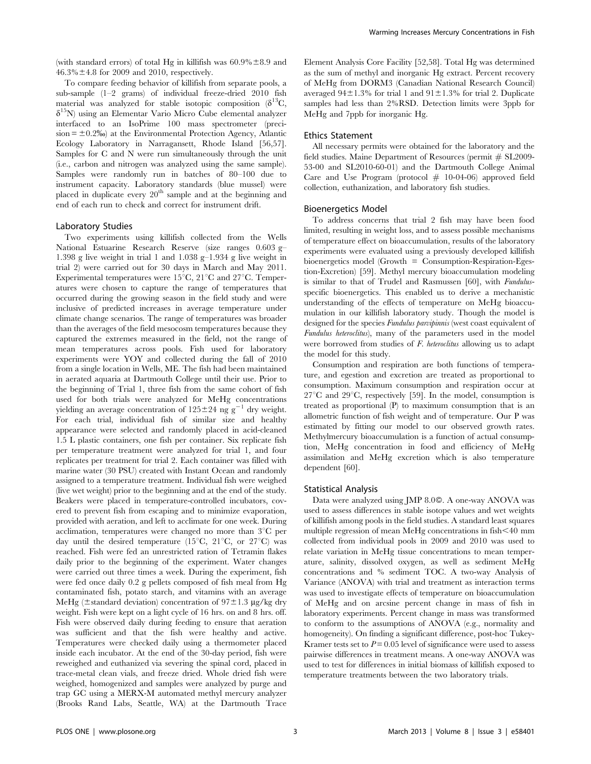(with standard errors) of total Hg in killifish was 60.9%±8.9 and 46.3%±4.8 for 2009 and 2010, respectively.

To compare feeding behavior of killifish from separate pools, a sub-sample (1–2 grams) of individual freeze-dried 2010 fish material was analyzed for stable isotopic composition ($\delta^{13}C$, $\delta^{15}N$) using an Elementar Vario Micro Cube elemental analyzer interfaced to an IsoPrime 100 mass spectrometer (precision = ±0.2‰) at the Environmental Protection Agency, Atlantic Ecology Laboratory in Narragansett, Rhode Island [56,57]. Samples for C and N were run simultaneously through the unit (i.e., carbon and nitrogen was analyzed using the same sample). Samples were randomly run in batches of 80–100 due to instrument capacity. Laboratory standards (blue mussel) were placed in duplicate every 20[th] sample and at the beginning and end of each run to check and correct for instrument drift.

### Laboratory Studies

Two experiments using killifish collected from the Wells National Estuarine Research Reserve (size ranges 0.603 g–1.398 g live weight in trial 1 and 1.038 g–1.934 g live weight in trial 2) were carried out for 30 days in March and May 2011. Experimental temperatures were 15°C, 21°C and 27°C. Temperatures were chosen to capture the range of temperatures that occurred during the growing season in the field study and were inclusive of predicted increases in average temperature under climate change scenarios. The range of temperatures was broader than the averages of the field mesocosm temperatures because they captured the extremes measured in the field, not the range of mean temperatures across pools. Fish used for laboratory experiments were YOY and collected during the fall of 2010 from a single location in Wells, ME. The fish had been maintained in aerated aquaria at Dartmouth College until their use. Prior to the beginning of Trial 1, three fish from the same cohort of fish used for both trials were analyzed for MeHg concentrations yielding an average concentration of 125±24 ng g$^{-1}$ dry weight. For each trial, individual fish of similar size and healthy appearance were selected and randomly placed in acid-cleaned 1.5 L plastic containers, one fish per container. Six replicate fish per temperature treatment were analyzed for trial 1, and four replicates per treatment for trial 2. Each container was filled with marine water (30 PSU) created with Instant Ocean and randomly assigned to a temperature treatment. Individual fish were weighed (live wet weight) prior to the beginning and at the end of the study. Beakers were placed in temperature-controlled incubators, covered to prevent fish from escaping and to minimize evaporation, provided with aeration, and left to acclimate for one week. During acclimation, temperatures were changed no more than 3°C per day until the desired temperature (15°C, 21°C, or 27°C) was reached. Fish were fed an unrestricted ration of Tetramin flakes daily prior to the beginning of the experiment. Water changes were carried out three times a week. During the experiment, fish were fed once daily 0.2 g pellets composed of fish meal from Hg contaminated fish, potato starch, and vitamins with an average MeHg (±standard deviation) concentration of 97±1.3 µg/kg dry weight. Fish were kept on a light cycle of 16 hrs. on and 8 hrs. off. Fish were observed daily during feeding to ensure that aeration was sufficient and that the fish were healthy and active. Temperatures were checked daily using a thermometer placed inside each incubator. At the end of the 30-day period, fish were reweighed and euthanized via severing the spinal cord, placed in trace-metal clean vials, and freeze dried. Whole dried fish were weighed, homogenized and samples were analyzed by purge and trap GC using a MERX-M automated methyl mercury analyzer (Brooks Rand Labs, Seattle, WA) at the Dartmouth Trace Element Analysis Core Facility [52,58]. Total Hg was determined as the sum of methyl and inorganic Hg extract. Percent recovery of MeHg from DORM3 (Canadian National Research Council) averaged 94±1.3% for trial 1 and 91±1.3% for trial 2. Duplicate samples had less than 2%RSD. Detection limits were 3ppb for MeHg and 7ppb for inorganic Hg.

### Ethics Statement

All necessary permits were obtained for the laboratory and the field studies. Maine Department of Resources (permit # SL2009-53-00 and SL2010-60-01) and the Dartmouth College Animal Care and Use Program (protocol # 10-04-06) approved field collection, euthanization, and laboratory fish studies.

### Bioenergetics Model

To address concerns that trial 2 fish may have been food limited, resulting in weight loss, and to assess possible mechanisms of temperature effect on bioaccumulation, results of the laboratory experiments were evaluated using a previously developed killifish bioenergetics model (Growth = Consumption-Respiration-Egestion-Excretion) [59]. Methyl mercury bioaccumulation modeling is similar to that of Trudel and Rasmussen [60], with *Fundulus*-specific bioenergetics. This enabled us to derive a mechanistic understanding of the effects of temperature on MeHg bioaccumulation in our killifish laboratory study. Though the model is designed for the species *Fundulus parvipinnis* (west coast equivalent of *Fundulus heteroclitus*), many of the parameters used in the model were borrowed from studies of *F. heteroclitus* allowing us to adapt the model for this study.

Consumption and respiration are both functions of temperature, and egestion and excretion are treated as proportional to consumption. Maximum consumption and respiration occur at 27°C and 29°C, respectively [59]. In the model, consumption is treated as proportional (P) to maximum consumption that is an allometric function of fish weight and of temperature. Our P was estimated by fitting our model to our observed growth rates. Methylmercury bioaccumulation is a function of actual consumption, MeHg concentration in food and efficiency of MeHg assimilation and MeHg excretion which is also temperature dependent [60].

### Statistical Analysis

Data were analyzed using JMP 8.0©. A one-way ANOVA was used to assess differences in stable isotope values and wet weights of killifish among pools in the field studies. A standard least squares multiple regression of mean MeHg concentrations in fish<40 mm collected from individual pools in 2009 and 2010 was used to relate variation in MeHg tissue concentrations to mean temperature, salinity, dissolved oxygen, as well as sediment MeHg concentrations and % sediment TOC. A two-way Analysis of Variance (ANOVA) with trial and treatment as interaction terms was used to investigate effects of temperature on bioaccumulation of MeHg and on arcsine percent change in mass of fish in laboratory experiments. Percent change in mass was transformed to conform to the assumptions of ANOVA (e.g., normality and homogeneity). On finding a significant difference, post-hoc Tukey-Kramer tests set to $P = 0.05$ level of significance were used to assess pairwise differences in treatment means. A one-way ANOVA was used to test for differences in initial biomass of killifish exposed to temperature treatments between the two laboratory trials.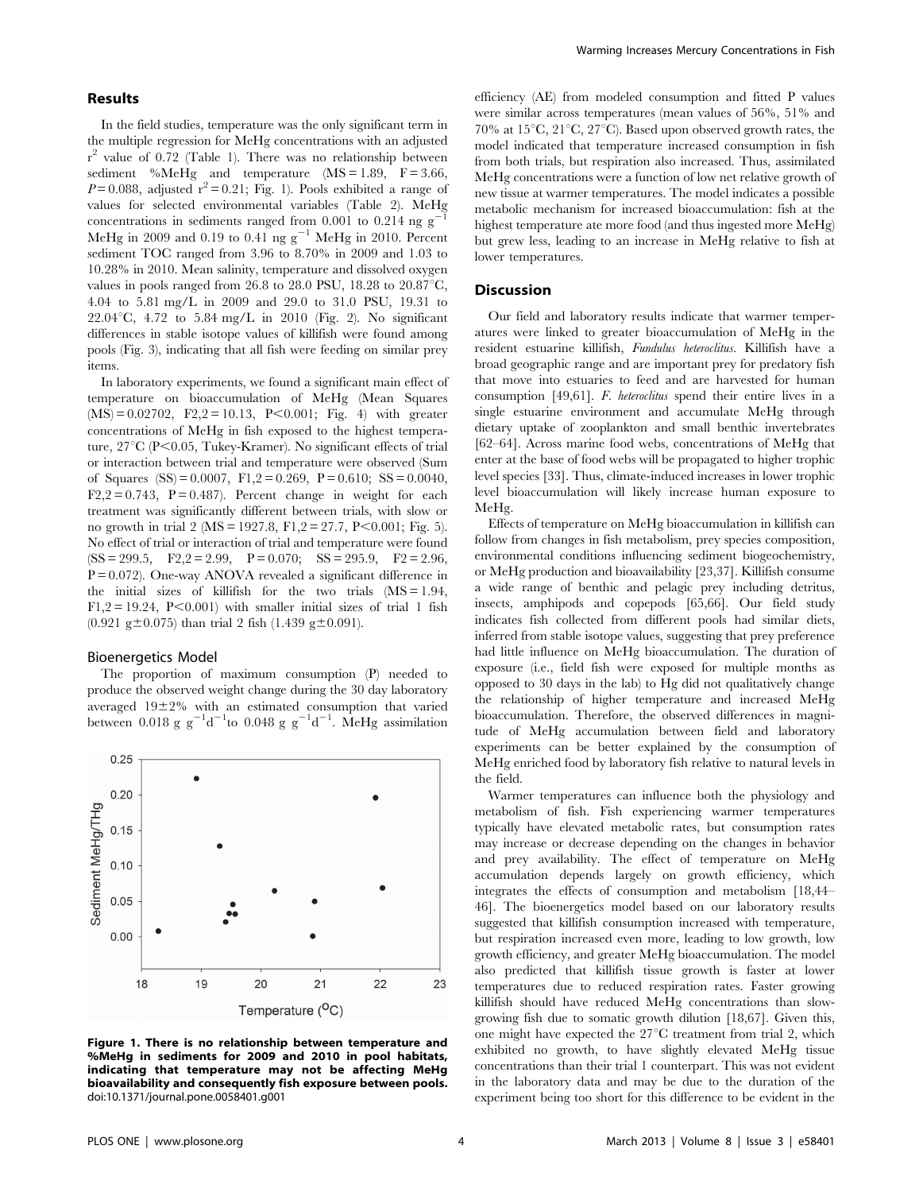## Results

In the field studies, temperature was the only significant term in the multiple regression for MeHg concentrations with an adjusted $r^2$ value of 0.72 (Table 1). There was no relationship between sediment %MeHg and temperature (MS = 1.89, F = 3.66, $P = 0.088$, adjusted $r^2 = 0.21$; Fig. 1). Pools exhibited a range of values for selected environmental variables (Table 2). MeHg concentrations in sediments ranged from 0.001 to 0.214 ng $g^{-1}$ MeHg in 2009 and 0.19 to 0.41 ng $g^{-1}$ MeHg in 2010. Percent sediment TOC ranged from 3.96 to 8.70% in 2009 and 1.03 to 10.28% in 2010. Mean salinity, temperature and dissolved oxygen values in pools ranged from 26.8 to 28.0 PSU, 18.28 to 20.87°C, 4.04 to 5.81 mg/L in 2009 and 29.0 to 31.0 PSU, 19.31 to 22.04°C, 4.72 to 5.84 mg/L in 2010 (Fig. 2). No significant differences in stable isotope values of killifish were found among pools (Fig. 3), indicating that all fish were feeding on similar prey items.

In laboratory experiments, we found a significant main effect of temperature on bioaccumulation of MeHg (Mean Squares (MS) = 0.02702, $F_{2,2} = 10.13$, $P < 0.001$; Fig. 4) with greater concentrations of MeHg in fish exposed to the highest temperature, 27°C ($P < 0.05$, Tukey-Kramer). No significant effects of trial or interaction between trial and temperature were observed (Sum of Squares (SS) = 0.0007, $F_{1,2} = 0.269$, $P = 0.610$; SS = 0.0040, $F_{2,2} = 0.743$, $P = 0.487$). Percent change in weight for each treatment was significantly different between trials, with slow or no growth in trial 2 (MS = 1927.8, $F_{1,2} = 27.7$, $P < 0.001$; Fig. 5). No effect of trial or interaction of trial and temperature were found (SS = 299.5, $F_{2,2} = 2.99$, $P = 0.070$; SS = 295.9, $F_2 = 2.96$, $P = 0.072$). One-way ANOVA revealed a significant difference in the initial sizes of killifish for the two trials (MS = 1.94, $F_{1,2} = 19.24$, $P < 0.001$) with smaller initial sizes of trial 1 fish (0.921 g±0.075) than trial 2 fish (1.439 g±0.091).

### Bioenergetics Model

The proportion of maximum consumption (P) needed to produce the observed weight change during the 30 day laboratory averaged 19±2% with an estimated consumption that varied between 0.018 g $g^{-1}d^{-1}$ to 0.048 g $g^{-1}d^{-1}$. MeHg assimilation efficiency (AE) from modeled consumption and fitted P values were similar across temperatures (mean values of 56%, 51% and 70% at 15°C, 21°C, 27°C). Based upon observed growth rates, the model indicated that temperature increased consumption in fish from both trials, but respiration also increased. Thus, assimilated MeHg concentrations were a function of low net relative growth of new tissue at warmer temperatures. The model indicates a possible metabolic mechanism for increased bioaccumulation: fish at the highest temperature ate more food (and thus ingested more MeHg) but grew less, leading to an increase in MeHg relative to fish at lower temperatures.

**Figure 1. There is no relationship between temperature and %MeHg in sediments for 2009 and 2010 in pool habitats, indicating that temperature may not be affecting MeHg bioavailability and consequently fish exposure between pools.** doi:10.1371/journal.pone.0058401.g001

## Discussion

Our field and laboratory results indicate that warmer temperatures were linked to greater bioaccumulation of MeHg in the resident estuarine killifish, *Fundulus heteroclitus*. Killifish have a broad geographic range and are important prey for predatory fish that move into estuaries to feed and are harvested for human consumption [49,61]. *F. heteroclitus* spend their entire lives in a single estuarine environment and accumulate MeHg through dietary uptake of zooplankton and small benthic invertebrates [62–64]. Across marine food webs, concentrations of MeHg that enter at the base of food webs will be propagated to higher trophic level species [33]. Thus, climate-induced increases in lower trophic level bioaccumulation will likely increase human exposure to MeHg.

Effects of temperature on MeHg bioaccumulation in killifish can follow from changes in fish metabolism, prey species composition, environmental conditions influencing sediment biogeochemistry, or MeHg production and bioavailability [23,37]. Killifish consume a wide range of benthic and pelagic prey including detritus, insects, amphipods and copepods [65,66]. Our field study indicates fish collected from different pools had similar diets, inferred from stable isotope values, suggesting that prey preference had little influence on MeHg bioaccumulation. The duration of exposure (i.e., field fish were exposed for multiple months as opposed to 30 days in the lab) to Hg did not qualitatively change the relationship of higher temperature and increased MeHg bioaccumulation. Therefore, the observed differences in magnitude of MeHg accumulation between field and laboratory experiments can be better explained by the consumption of MeHg enriched food by laboratory fish relative to natural levels in the field.

Warmer temperatures can influence both the physiology and metabolism of fish. Fish experiencing warmer temperatures typically have elevated metabolic rates, but consumption rates may increase or decrease depending on the changes in behavior and prey availability. The effect of temperature on MeHg accumulation depends largely on growth efficiency, which integrates the effects of consumption and metabolism [18,44–46]. The bioenergetics model based on our laboratory results suggested that killifish consumption increased with temperature, but respiration increased even more, leading to low growth, low growth efficiency, and greater MeHg bioaccumulation. The model also predicted that killifish tissue growth is faster at lower temperatures due to reduced respiration rates. Faster growing killifish should have reduced MeHg concentrations than slow-growing fish due to somatic growth dilution [18,67]. Given this, one might have expected the 27°C treatment from trial 2, which exhibited no growth, to have slightly elevated MeHg tissue concentrations than their trial 1 counterpart. This was not evident in the laboratory data and may be due to the duration of the experiment being too short for this difference to be evident in the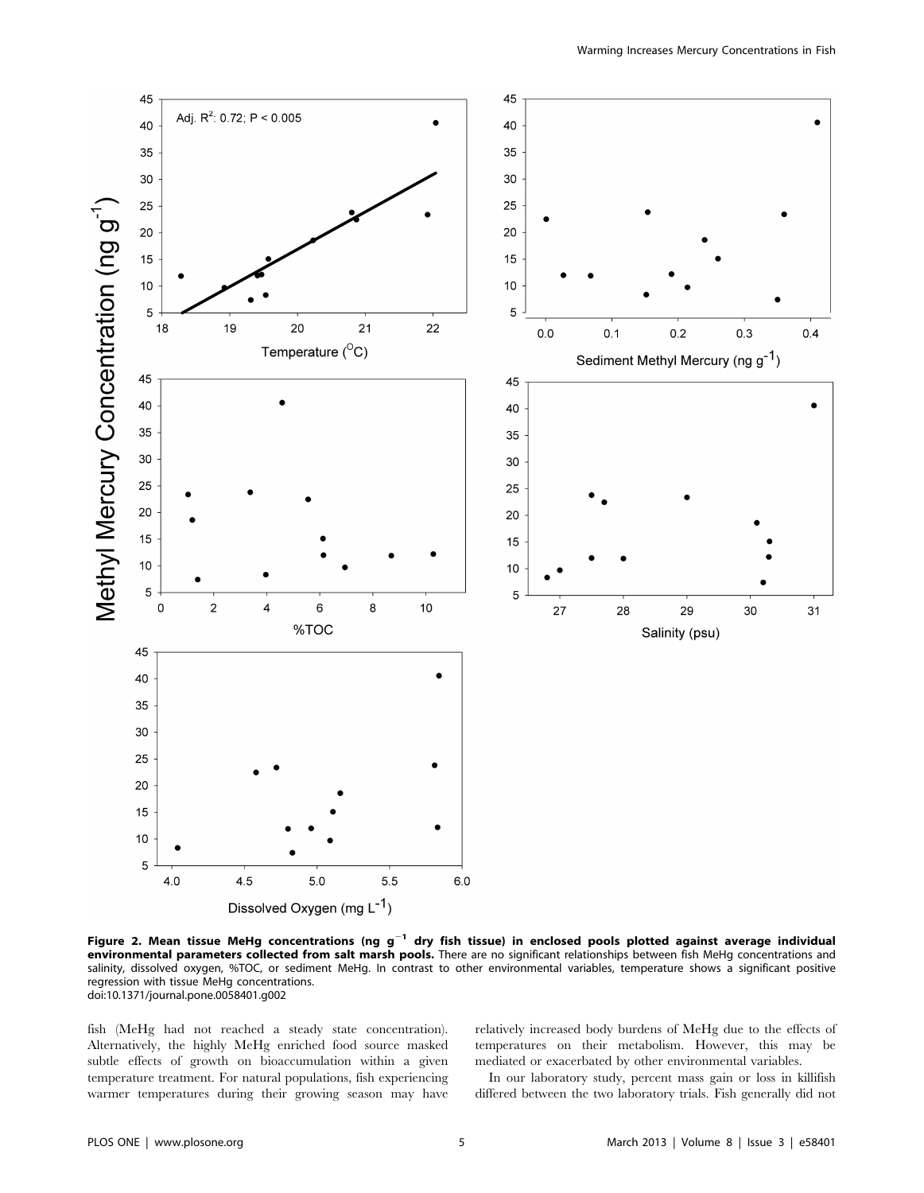**Figure 2. Mean tissue MeHg concentrations (ng g$^{-1}$ dry fish tissue) in enclosed pools plotted against average individual environmental parameters collected from salt marsh pools.** There are no significant relationships between fish MeHg concentrations and salinity, dissolved oxygen, %TOC, or sediment MeHg. In contrast to other environmental variables, temperature shows a significant positive regression with tissue MeHg concentrations.
doi:10.1371/journal.pone.0058401.g002

fish (MeHg had not reached a steady state concentration). Alternatively, the highly MeHg enriched food source masked subtle effects of growth on bioaccumulation within a given temperature treatment. For natural populations, fish experiencing warmer temperatures during their growing season may have relatively increased body burdens of MeHg due to the effects of temperatures on their metabolism. However, this may be mediated or exacerbated by other environmental variables.

In our laboratory study, percent mass gain or loss in killifish differed between the two laboratory trials. Fish generally did not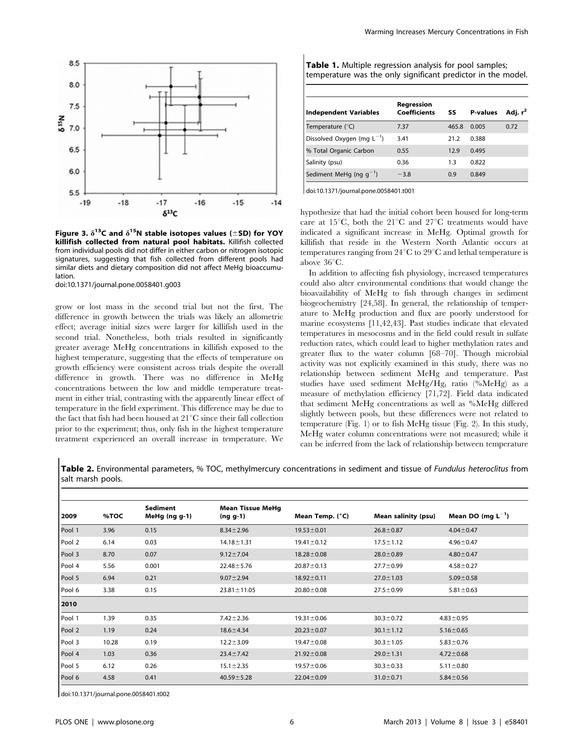Figure 3. $\delta^{13}C$ and $\delta^{15}N$ stable isotopes values (±SD) for YOY killifish collected from natural pool habitats. Killifish collected from individual pools did not differ in either carbon or nitrogen isotopic signatures, suggesting that fish collected from different pools had similar diets and dietary composition did not affect MeHg bioaccumulation.
doi:10.1371/journal.pone.0058401.g003

grow or lost mass in the second trial but not the first. The difference in growth between the trials was likely an allometric effect; average initial sizes were larger for killifish used in the second trial. Nonetheless, both trials resulted in significantly greater average MeHg concentrations in killifish exposed to the highest temperature, suggesting that the effects of temperature on growth efficiency were consistent across trials despite the overall difference in growth. There was no difference in MeHg concentrations between the low and middle temperature treatment in either trial, contrasting with the apparently linear effect of temperature in the field experiment. This difference may be due to the fact that fish had been housed at 21°C since their fall collection prior to the experiment; thus, only fish in the highest temperature treatment experienced an overall increase in temperature. We hypothesize that had the initial cohort been housed for long-term care at 15°C, both the 21°C and 27°C treatments would have indicated a significant increase in MeHg. Optimal growth for killifish that reside in the Western North Atlantic occurs at temperatures ranging from 24°C to 29°C and lethal temperature is above 36°C.

In addition to affecting fish physiology, increased temperatures could also alter environmental conditions that would change the bioavailability of MeHg to fish through changes in sediment biogeochemistry [24,58]. In general, the relationship of temperature to MeHg production and flux are poorly understood for marine ecosystems [11,42,43]. Past studies indicate that elevated temperatures in mesocosms and in the field could result in sulfate reduction rates, which could lead to higher methylation rates and greater flux to the water column [68–70]. Though microbial activity was not explicitly examined in this study, there was no relationship between sediment MeHg and temperature. Past studies have used sediment MeHg/$Hg_t$ ratio (%MeHg) as a measure of methylation efficiency [71,72]. Field data indicated that sediment MeHg concentrations as well as %MeHg differed slightly between pools, but these differences were not related to temperature (Fig. 1) or to fish MeHg tissue (Fig. 2). In this study, MeHg water column concentrations were not measured; while it can be inferred from the lack of relationship between temperature

**Table 1.** Multiple regression analysis for pool samples; temperature was the only significant predictor in the model.

| Independent Variables | Regression Coefficients | SS | P-values | Adj. $r^2$ |
|---|---|---|---|---|
| Temperature (°C) | 7.37 | 465.8 | 0.005 | 0.72 |
| Dissolved Oxygen (mg $L^{-1}$) | 3.41 | 21.2 | 0.388 | |
| % Total Organic Carbon | 0.55 | 12.9 | 0.495 | |
| Salinity (psu) | 0.36 | 1.3 | 0.822 | |
| Sediment MeHg (ng $g^{-1}$) | −3.8 | 0.9 | 0.849 | |

doi:10.1371/journal.pone.0058401.t001

**Table 2.** Environmental parameters, % TOC, methylmercury concentrations in sediment and tissue of *Fundulus heteroclitus* from salt marsh pools.

| 2009 | %TOC | Sediment MeHg (ng g-1) | Mean Tissue MeHg (ng g-1) | Mean Temp. (°C) | Mean salinity (psu) | Mean DO (mg $L^{-1}$) |
|---|---|---|---|---|---|---|
| Pool 1 | 3.96 | 0.15 | 8.34±2.96 | 19.53±0.01 | 26.8±0.87 | 4.04±0.47 |
| Pool 2 | 6.14 | 0.03 | 14.18±1.31 | 19.41±0.12 | 17.5±1.12 | 4.96±0.47 |
| Pool 3 | 8.70 | 0.07 | 9.12±7.04 | 18.28±0.08 | 28.0±0.89 | 4.80±0.47 |
| Pool 4 | 5.56 | 0.001 | 22.48±5.76 | 20.87±0.13 | 27.7±0.99 | 4.58±0.27 |
| Pool 5 | 6.94 | 0.21 | 9.07±2.94 | 18.92±0.11 | 27.0±1.03 | 5.09±0.58 |
| Pool 6 | 3.38 | 0.15 | 23.81±11.05 | 20.80±0.08 | 27.5±0.99 | 5.81±0.63 |
| **2010** | | | | | | |
| Pool 1 | 1.39 | 0.35 | 7.42±2.36 | 19.31±0.06 | 30.3±0.72 | 4.83±0.95 |
| Pool 2 | 1.19 | 0.24 | 18.6±4.34 | 20.23±0.07 | 30.1±1.12 | 5.16±0.65 |
| Pool 3 | 10.28 | 0.19 | 12.2±3.09 | 19.47±0.08 | 30.3±1.05 | 5.83±0.76 |
| Pool 4 | 1.03 | 0.36 | 23.4±7.42 | 21.92±0.08 | 29.0±1.31 | 4.72±0.68 |
| Pool 5 | 6.12 | 0.26 | 15.1±2.35 | 19.57±0.06 | 30.3±0.33 | 5.11±0.80 |
| Pool 6 | 4.58 | 0.41 | 40.59±5.28 | 22.04±0.09 | 31.0±0.71 | 5.84±0.56 |

doi:10.1371/journal.pone.0058401.t002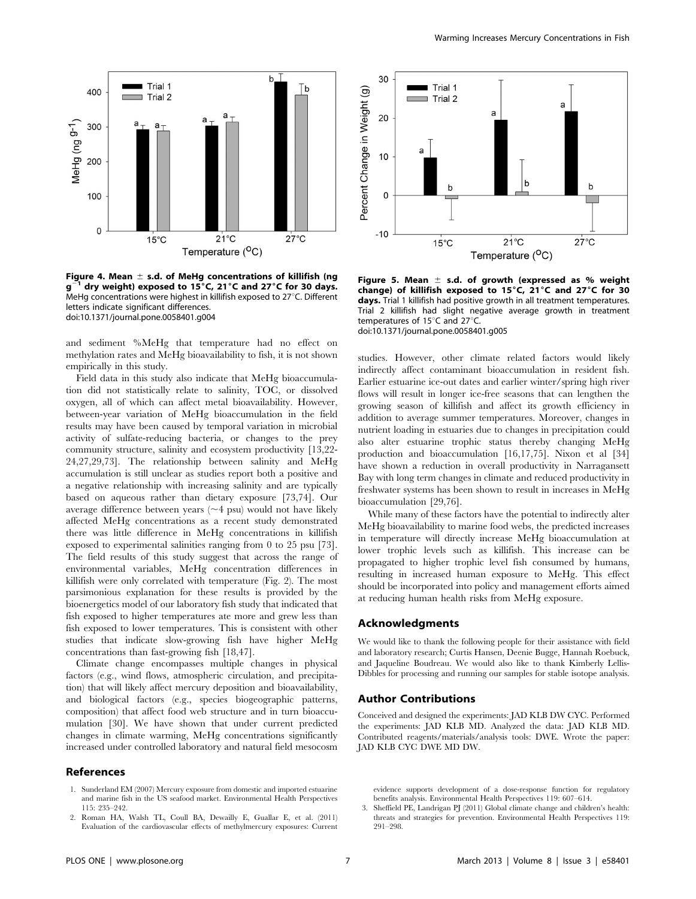Trial 1
Trial 2
MeHg (ng g-1)
400
300
200
100
0
a a a a b b
15°C 21°C 27°C
Temperature (°C)

**Figure 4. Mean ± s.d. of MeHg concentrations of killifish (ng $g^{-1}$ dry weight) exposed to 15°C, 21°C and 27°C for 30 days.** MeHg concentrations were highest in killifish exposed to 27°C. Different letters indicate significant differences.
doi:10.1371/journal.pone.0058401.g004

Trial 1
Trial 2
Percent Change in Weight (g)
30
20
10
0
-10
a b a b a b
15°C 21°C 27°C
Temperature (°C)

**Figure 5. Mean ± s.d. of growth (expressed as % weight change) of killifish exposed to 15°C, 21°C and 27°C for 30 days.** Trial 1 killifish had positive growth in all treatment temperatures. Trial 2 killifish had slight negative average growth in treatment temperatures of 15°C and 27°C.
doi:10.1371/journal.pone.0058401.g005

and sediment %MeHg that temperature had no effect on methylation rates and MeHg bioavailability to fish, it is not shown empirically in this study.

Field data in this study also indicate that MeHg bioaccumulation did not statistically relate to salinity, TOC, or dissolved oxygen, all of which can affect metal bioavailability. However, between-year variation of MeHg bioaccumulation in the field results may have been caused by temporal variation in microbial activity of sulfate-reducing bacteria, or changes to the prey community structure, salinity and ecosystem productivity [13,22-24,27,29,73]. The relationship between salinity and MeHg accumulation is still unclear as studies report both a positive and a negative relationship with increasing salinity and are typically based on aqueous rather than dietary exposure [73,74]. Our average difference between years (~4 psu) would not have likely affected MeHg concentrations as a recent study demonstrated there was little difference in MeHg concentrations in killifish exposed to experimental salinities ranging from 0 to 25 psu [73]. The field results of this study suggest that across the range of environmental variables, MeHg concentration differences in killifish were only correlated with temperature (Fig. 2). The most parsimonious explanation for these results is provided by the bioenergetics model of our laboratory fish study that indicated that fish exposed to higher temperatures ate more and grew less than fish exposed to lower temperatures. This is consistent with other studies that indicate slow-growing fish have higher MeHg concentrations than fast-growing fish [18,47].

Climate change encompasses multiple changes in physical factors (e.g., wind flows, atmospheric circulation, and precipitation) that will likely affect mercury deposition and bioavailability, and biological factors (e.g., species biogeographic patterns, composition) that affect food web structure and in turn bioaccumulation [30]. We have shown that under current predicted changes in climate warming, MeHg concentrations significantly increased under controlled laboratory and natural field mesocosm studies. However, other climate related factors would likely indirectly affect contaminant bioaccumulation in resident fish. Earlier estuarine ice-out dates and earlier winter/spring high river flows will result in longer ice-free seasons that can lengthen the growing season of killifish and affect its growth efficiency in addition to average summer temperatures. Moreover, changes in nutrient loading in estuaries due to changes in precipitation could also alter estuarine trophic status thereby changing MeHg production and bioaccumulation [16,17,75]. Nixon et al [34] have shown a reduction in overall productivity in Narragansett Bay with long term changes in climate and reduced productivity in freshwater systems has been shown to result in increases in MeHg bioaccumulation [29,76].

While many of these factors have the potential to indirectly alter MeHg bioavailability to marine food webs, the predicted increases in temperature will directly increase MeHg bioaccumulation at lower trophic levels such as killifish. This increase can be propagated to higher trophic level fish consumed by humans, resulting in increased human exposure to MeHg. This effect should be incorporated into policy and management efforts aimed at reducing human health risks from MeHg exposure.

## Acknowledgments

We would like to thank the following people for their assistance with field and laboratory research; Curtis Hansen, Deenie Bugge, Hannah Roebuck, and Jaqueline Boudreau. We would also like to thank Kimberly Lellis-Dibbles for processing and running our samples for stable isotope analysis.

## Author Contributions

Conceived and designed the experiments: JAD KLB DW CYC. Performed the experiments: JAD KLB MD. Analyzed the data: JAD KLB MD. Contributed reagents/materials/analysis tools: DWE. Wrote the paper: JAD KLB CYC DWE MD DW.

## References

1. Sunderland EM (2007) Mercury exposure from domestic and imported estuarine and marine fish in the US seafood market. Environmental Health Perspectives 115: 235–242.
2. Roman HA, Walsh TL, Coull BA, Dewailly E, Guallar E, et al. (2011) Evaluation of the cardiovascular effects of methylmercury exposures: Current evidence supports development of a dose-response function for regulatory benefits analysis. Environmental Health Perspectives 119: 607–614.
3. Sheffield PE, Landrigan PJ (2011) Global climate change and children's health: threats and strategies for prevention. Environmental Health Perspectives 119: 291–298.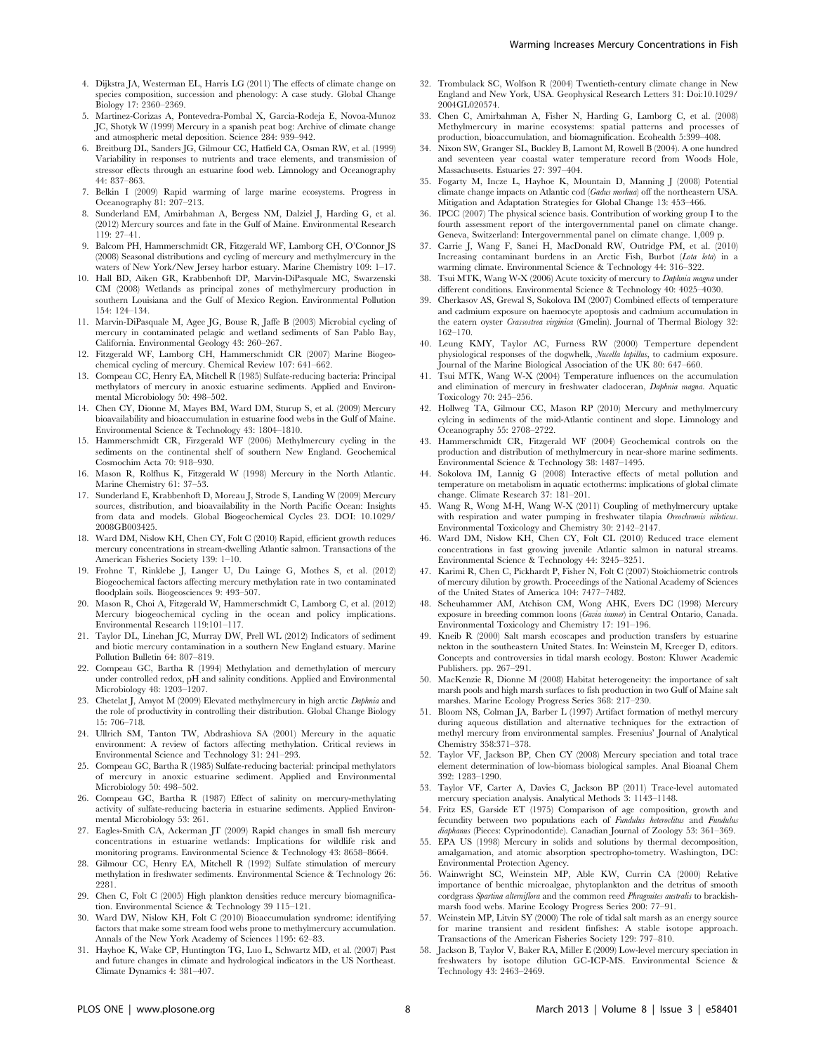4. Dijkstra JA, Westerman EL, Harris LG (2011) The effects of climate change on species composition, succession and phenology: A case study. Global Change Biology 17: 2360–2369.
5. Martinez-Corizas A, Pontevedra-Pombal X, Garcia-Rodeja E, Novoa-Munoz JC, Shotyk W (1999) Mercury in a spanish peat bog: Archive of climate change and atmospheric metal deposition. Science 284: 939–942.
6. Breitburg DL, Sanders JG, Gilmour CC, Hatfield CA, Osman RW, et al. (1999) Variability in responses to nutrients and trace elements, and transmission of stressor effects through an estuarine food web. Limnology and Oceanography 44: 837–863.
7. Belkin I (2009) Rapid warming of large marine ecosystems. Progress in Oceanography 81: 207–213.
8. Sunderland EM, Amirbahman A, Bergess NM, Dalziel J, Harding G, et al. (2012) Mercury sources and fate in the Gulf of Maine. Environmental Research 119: 27–41.
9. Balcom PH, Hammerschmidt CR, Fitzgerald WF, Lamborg CH, O'Connor JS (2008) Seasonal distributions and cycling of mercury and methylmercury in the waters of New York/New Jersey harbor estuary. Marine Chemistry 109: 1–17.
10. Hall BD, Aiken GR, Krabbenhoft DP, Marvin-DiPasquale MC, Swarzenski CM (2008) Wetlands as principal zones of methylmercury production in southern Louisiana and the Gulf of Mexico Region. Environmental Pollution 154: 124–134.
11. Marvin-DiPasquale M, Agee JG, Bouse R, Jaffe B (2003) Microbial cycling of mercury in contaminated pelagic and wetland sediments of San Pablo Bay, California. Environmental Geology 43: 260–267.
12. Fitzgerald WF, Lamborg CH, Hammerschmidt CR (2007) Marine Biogeochemical cycling of mercury. Chemical Review 107: 641–662.
13. Compeau CC, Henry EA, Mitchell R (1985) Sulfate-reducing bacteria: Principal methylators of mercury in anoxic estuarine sediments. Applied and Environmental Microbiology 50: 498–502.
14. Chen CY, Dionne M, Mayes BM, Ward DM, Sturup S, et al. (2009) Mercury bioavailability and bioaccumulation in estuarine food webs in the Gulf of Maine. Environmental Science & Technology 43: 1804–1810.
15. Hammerschmidt CR, Firzgerald WF (2006) Methylmercury cycling in the sediments on the continental shelf of southern New England. Geochemical Cosmochim Acta 70: 918–930.
16. Mason R, Rolfhus K, Fitzgerald W (1998) Mercury in the North Atlantic. Marine Chemistry 61: 37–53.
17. Sunderland E, Krabbenhoft D, Moreau J, Strode S, Landing W (2009) Mercury sources, distribution, and bioavailability in the North Pacific Ocean: Insights from data and models. Global Biogeochemical Cycles 23. DOI: 10.1029/2008GB003425.
18. Ward DM, Nislow KH, Chen CY, Folt C (2010) Rapid, efficient growth reduces mercury concentrations in stream-dwelling Atlantic salmon. Transactions of the American Fisheries Society 139: 1–10.
19. Frohne T, Rinklebe J, Langer U, Du Lainge G, Mothes S, et al. (2012) Biogeochemical factors affecting mercury methylation rate in two contaminated floodplain soils. Biogeosciences 9: 493–507.
20. Mason R, Choi A, Fitzgerald W, Hammerschmidt C, Lamborg C, et al. (2012) Mercury biogeochemical cycling in the ocean and policy implications. Environmental Research 119:101–117.
21. Taylor DL, Linehan JC, Murray DW, Prell WL (2012) Indicators of sediment and biotic mercury contamination in a southern New England estuary. Marine Pollution Bulletin 64: 807–819.
22. Compeau GC, Bartha R (1994) Methylation and demethylation of mercury under controlled redox, pH and salinity conditions. Applied and Environmental Microbiology 48: 1203–1207.
23. Chetelat J, Amyot M (2009) Elevated methylmercury in high arctic *Daphnia* and the role of productivity in controlling their distribution. Global Change Biology 15: 706–718.
24. Ullrich SM, Tanton TW, Abdrashiova SA (2001) Mercury in the aquatic environment: A review of factors affecting methylation. Critical reviews in Environmental Science and Technology 31: 241–293.
25. Compeau GC, Bartha R (1985) Sulfate-reducing bacterial: principal methylators of mercury in anoxic estuarine sediment. Applied and Environmental Microbiology 50: 498–502.
26. Compeau GC, Bartha R (1987) Effect of salinity on mercury-methylating activity of sulfate-reducing bacteria in estuarine sediments. Applied Environmental Microbiology 53: 261.
27. Eagles-Smith CA, Ackerman JT (2009) Rapid changes in small fish mercury concentrations in estuarine wetlands: Implications for wildlife risk and monitoring programs. Environmental Science & Technology 43: 8658–8664.
28. Gilmour CC, Henry EA, Mitchell R (1992) Sulfate stimulation of mercury methylation in freshwater sediments. Environmental Science & Technology 26: 2281.
29. Chen C, Folt C (2005) High plankton densities reduce mercury biomagnification. Environmental Science & Technology 39 115–121.
30. Ward DW, Nislow KH, Folt C (2010) Bioaccumulation syndrome: identifying factors that make some stream food webs prone to methylmercury accumulation. Annals of the New York Academy of Sciences 1195: 62–83.
31. Hayhoe K, Wake CP, Huntington TG, Luo L, Schwartz MD, et al. (2007) Past and future changes in climate and hydrological indicators in the US Northeast. Climate Dynamics 4: 381–407.
32. Trombulack SC, Wolfson R (2004) Twentieth-century climate change in New England and New York, USA. Geophysical Research Letters 31: Doi:10.1029/2004GL020574.
33. Chen C, Amirbahman A, Fisher N, Harding G, Lamborg C, et al. (2008) Methylmercury in marine ecosystems: spatial patterns and processes of production, bioaccumulation, and biomagnification. Ecohealth 5:399–408.
34. Nixon SW, Granger SL, Buckley B, Lamont M, Rowell B (2004). A one hundred and seventeen year coastal water temperature record from Woods Hole, Massachusetts. Estuaries 27: 397–404.
35. Fogarty M, Incze L, Hayhoe K, Mountain D, Manning J (2008) Potential climate change impacts on Atlantic cod (*Gadus morhua*) off the northeastern USA. Mitigation and Adaptation Strategies for Global Change 13: 453–466.
36. IPCC (2007) The physical science basis. Contribution of working group I to the fourth assessment report of the intergovernmental panel on climate change. Geneva, Switzerland: Intergovernmental panel on climate change. 1,009 p.
37. Carrie J, Wang F, Sanei H, MacDonald RW, Outridge PM, et al. (2010) Increasing contaminant burdens in an Arctic Fish, Burbot (*Lota lota*) in a warming climate. Environmental Science & Technology 44: 316–322.
38. Tsui MTK, Wang W-X (2006) Acute toxicity of mercury to *Daphnia magna* under different conditions. Environmental Science & Technology 40: 4025–4030.
39. Cherkasov AS, Grewal S, Sokolova IM (2007) Combined effects of temperature and cadmium exposure on haemocyte apoptosis and cadmium accumulation in the eatern oyster *Crassostrea virginica* (Gmelin). Journal of Thermal Biology 32: 162–170.
40. Leung KMY, Taylor AC, Furness RW (2000) Temperture dependent physiological responses of the dogwhelk, *Nucella lapillus*, to cadmium exposure. Journal of the Marine Biological Association of the UK 80: 647–660.
41. Tsui MTK, Wang W-X (2004) Temperature influences on the accumulation and elimination of mercury in freshwater cladoceran, *Daphnia magna*. Aquatic Toxicology 70: 245–256.
42. Hollweg TA, Gilmour CC, Mason RP (2010) Mercury and methylmercury cylcing in sediments of the mid-Atlantic continent and slope. Limnology and Oceanography 55: 2708–2722.
43. Hammerschmidt CR, Fitzgerald WF (2004) Geochemical controls on the production and distribution of methylmercury in near-shore marine sediments. Environmental Science & Technology 38: 1487–1495.
44. Sokolova IM, Lannig G (2008) Interactive effects of metal pollution and temperature on metabolism in aquatic ectotherms: implications of global climate change. Climate Research 37: 181–201.
45. Wang R, Wong M-H, Wang W-X (2011) Coupling of methylmercury uptake with respiration and water pumping in freshwater tilapia *Oreochromis niloticus*. Environmental Toxicology and Chemistry 30: 2142–2147.
46. Ward DM, Nislow KH, Chen CY, Folt CL (2010) Reduced trace element concentrations in fast growing juvenile Atlantic salmon in natural streams. Environmental Science & Technology 44: 3245–3251.
47. Karimi R, Chen C, Pickhardt P, Fisher N, Folt C (2007) Stoichiometric controls of mercury dilution by growth. Proceedings of the National Academy of Sciences of the United States of America 104: 7477–7482.
48. Scheuhammer AM, Atchison CM, Wong AHK, Evers DC (1998) Mercury exposure in breeding common loons (*Gavia immer*) in Central Ontario, Canada. Environmental Toxicology and Chemistry 17: 191–196.
49. Kneib R (2000) Salt marsh ecoscapes and production transfers by estuarine nekton in the southeastern United States. In: Weinstein M, Kreeger D, editors. Concepts and controversies in tidal marsh ecology. Boston: Kluwer Academic Publishers. pp. 267–291.
50. MacKenzie R, Dionne M (2008) Habitat heterogeneity: the importance of salt marsh pools and high marsh surfaces to fish production in two Gulf of Maine salt marshes. Marine Ecology Progress Series 368: 217–230.
51. Bloom NS, Colman JA, Barber L (1997) Artifact formation of methyl mercury during aqueous distillation and alternative techniques for the extraction of methyl mercury from environmental samples. Fresenius' Journal of Analytical Chemistry 358:371–378.
52. Taylor VF, Jackson BP, Chen CY (2008) Mercury speciation and total trace element determination of low-biomass biological samples. Anal Bioanal Chem 392: 1283–1290.
53. Taylor VF, Carter A, Davies C, Jackson BP (2011) Trace-level automated mercury speciation analysis. Analytical Methods 3: 1143–1148.
54. Fritz ES, Garside ET (1975) Comparison of age composition, growth and fecundity between two populations each of *Fundulus heteroclitus* and *Fundulus diaphanus* (Pieces: Cyprinodontide). Canadian Journal of Zoology 53: 361–369.
55. EPA US (1998) Mercury in solids and solutions by thermal decomposition, amalgamation, and atomic absorption spectropho-tometry. Washington, DC: Environmental Protection Agency.
56. Wainwright SC, Weinstein MP, Able KW, Currin CA (2000) Relative importance of benthic microalgae, phytoplankton and the detritus of smooth cordgrass *Spartina alterniflora* and the common reed *Phragmites australis* to brackish-marsh food webs. Marine Ecology Progress Series 200: 77–91.
57. Weinstein MP, Litvin SY (2000) The role of tidal salt marsh as an energy source for marine transient and resident finfishes: A stable isotope approach. Transactions of the American Fisheries Society 129: 797–810.
58. Jackson B, Taylor V, Baker RA, Miller E (2009) Low-level mercury speciation in freshwaters by isotope dilution GC-ICP-MS. Environmental Science & Technology 43: 2463–2469.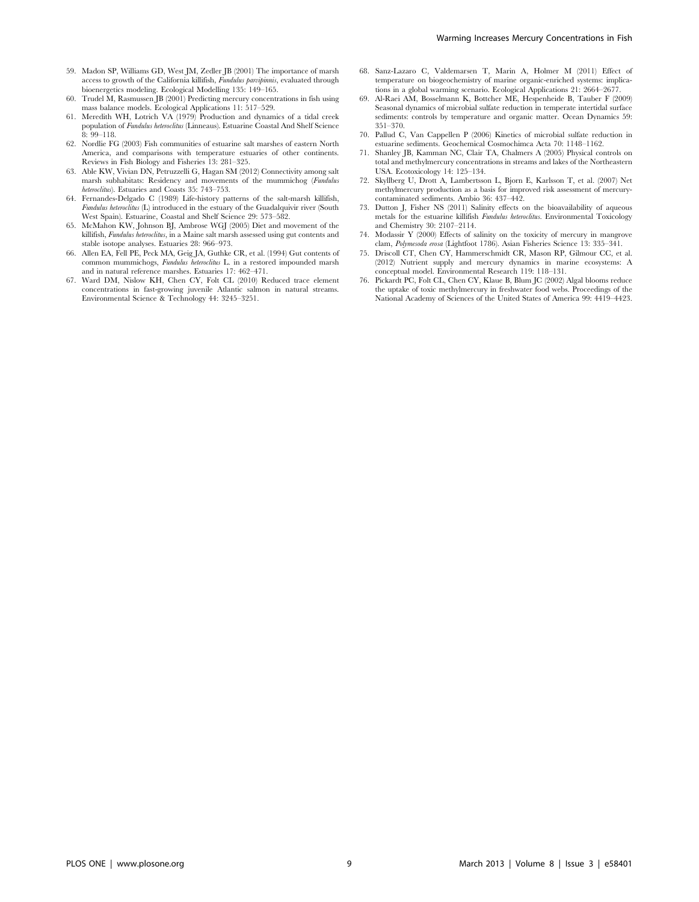59. Madon SP, Williams GD, West JM, Zedler JB (2001) The importance of marsh access to growth of the California killifish, *Fundulus parvipinnis*, evaluated through bioenergetics modeling. Ecological Modelling 135: 149–165.
60. Trudel M, Rasmussen JB (2001) Predicting mercury concentrations in fish using mass balance models. Ecological Applications 11: 517–529.
61. Meredith WH, Lotrich VA (1979) Production and dynamics of a tidal creek population of *Fundulus heteroclitus* (Linneaus). Estuarine Coastal And Shelf Science 8: 99–118.
62. Nordlie FG (2003) Fish communities of estuarine salt marshes of eastern North America, and comparisons with temperature estuaries of other continents. Reviews in Fish Biology and Fisheries 13: 281–325.
63. Able KW, Vivian DN, Petruzzelli G, Hagan SM (2012) Connectivity among salt marsh subhabitats: Residency and movements of the mummichog (*Fundulus heteroclitus*). Estuaries and Coasts 35: 743–753.
64. Fernandes-Delgado C (1989) Life-history patterns of the salt-marsh killifish, *Fundulus heteroclitus* (L) introduced in the estuary of the Guadalquivir river (South West Spain). Estuarine, Coastal and Shelf Science 29: 573–582.
65. McMahon KW, Johnson BJ, Ambrose WGJ (2005) Diet and movement of the killifish, *Fundulus heteroclitus*, in a Maine salt marsh assessed using gut contents and stable isotope analyses. Estuaries 28: 966–973.
66. Allen EA, Fell PE, Peck MA, Geig JA, Guthke CR, et al. (1994) Gut contents of common mummichogs, *Fundulus heteroclitus* L. in a restored impounded marsh and in natural reference marshes. Estuaries 17: 462–471.
67. Ward DM, Nislow KH, Chen CY, Folt CL (2010) Reduced trace element concentrations in fast-growing juvenile Atlantic salmon in natural streams. Environmental Science & Technology 44: 3245–3251.
68. Sanz-Lazaro C, Valdemarsen T, Marin A, Holmer M (2011) Effect of temperature on biogeochemistry of marine organic-enriched systems: implications in a global warming scenario. Ecological Applications 21: 2664–2677.
69. Al-Raei AM, Bosselmann K, Bottcher ME, Hespenheide B, Tauber F (2009) Seasonal dynamics of microbial sulfate reduction in temperate intertidal surface sediments: controls by temperature and organic matter. Ocean Dynamics 59: 351–370.
70. Pallud C, Van Cappellen P (2006) Kinetics of microbial sulfate reduction in estuarine sediments. Geochemical Cosmochimca Acta 70: 1148–1162.
71. Shanley JB, Kamman NC, Clair TA, Chalmers A (2005) Physical controls on total and methylmercury concentrations in streams and lakes of the Northeastern USA. Ecotoxicology 14: 125–134.
72. Skyllberg U, Drott A, Lambertsson L, Bjorn E, Karlsson T, et al. (2007) Net methylmercury production as a basis for improved risk assessment of mercury-contaminated sediments. Ambio 36: 437–442.
73. Dutton J, Fisher NS (2011) Salinity effects on the bioavailability of aqueous metals for the estuarine killifish *Fundulus heteroclitus*. Environmental Toxicology and Chemistry 30: 2107–2114.
74. Modassir Y (2000) Effects of salinity on the toxicity of mercury in mangrove clam, *Polymesoda erosa* (Lightfoot 1786). Asian Fisheries Science 13: 335–341.
75. Driscoll CT, Chen CY, Hammerschmidt CR, Mason RP, Gilmour CC, et al. (2012) Nutrient supply and mercury dynamics in marine ecosystems: A conceptual model. Environmental Research 119: 118–131.
76. Pickardt PC, Folt CL, Chen CY, Klaue B, Blum JC (2002) Algal blooms reduce the uptake of toxic methylmercury in freshwater food webs. Proceedings of the National Academy of Sciences of the United States of America 99: 4419–4423.